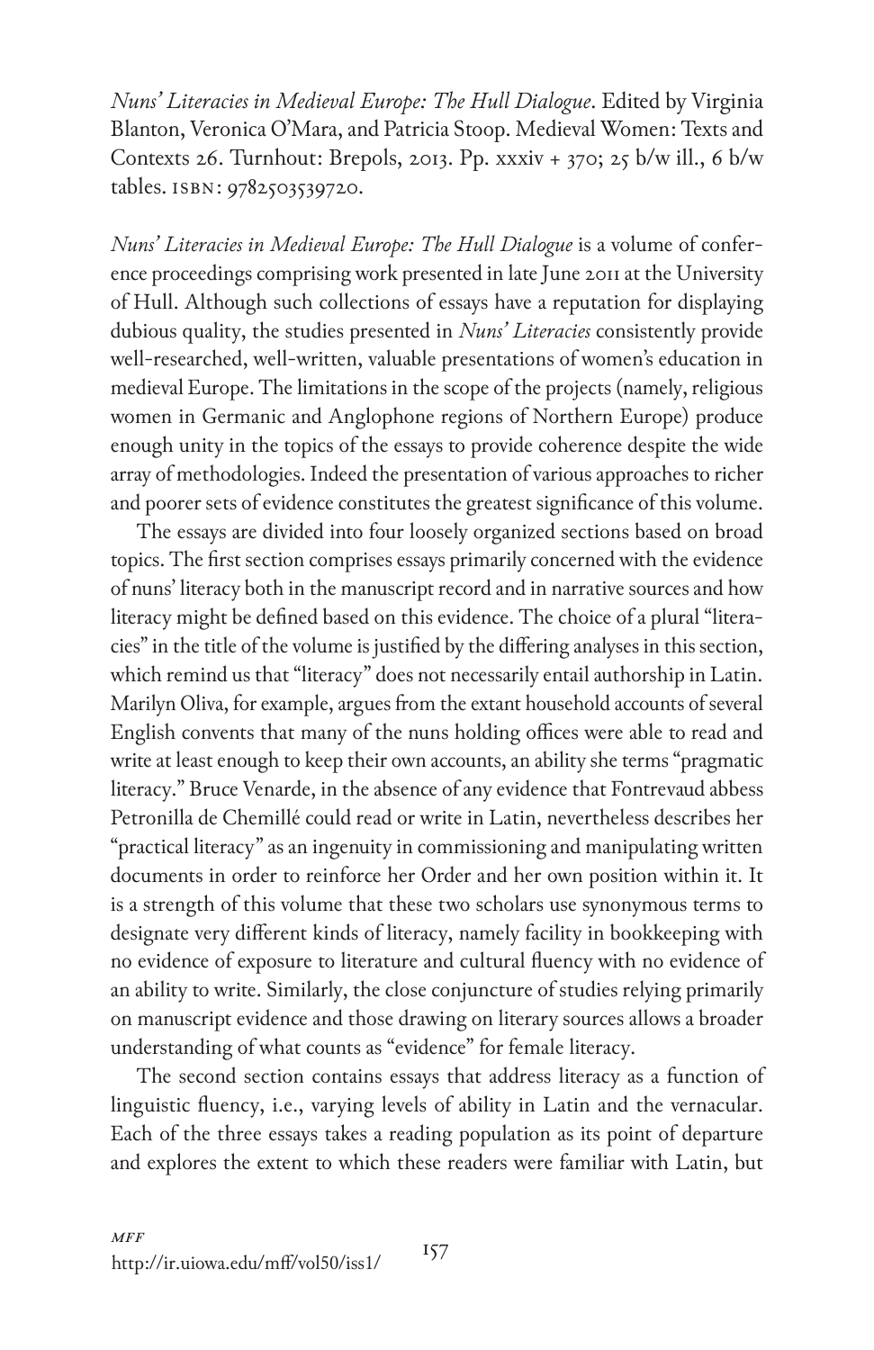*Nuns' Literacies in Medieval Europe: The Hull Dialogue*. Edited by Virginia Blanton, Veronica O'Mara, and Patricia Stoop. Medieval Women: Texts and Contexts 26. Turnhout: Brepols, 2013. Pp. xxxiv + 370; 25 b/w ill., 6 b/w tables. ISBN: 9782503539720.

*Nuns' Literacies in Medieval Europe: The Hull Dialogue* is a volume of conference proceedings comprising work presented in late June 2011 at the University of Hull. Although such collections of essays have a reputation for displaying dubious quality, the studies presented in *Nuns' Literacies* consistently provide well-researched, well-written, valuable presentations of women's education in medieval Europe. The limitations in the scope of the projects (namely, religious women in Germanic and Anglophone regions of Northern Europe) produce enough unity in the topics of the essays to provide coherence despite the wide array of methodologies. Indeed the presentation of various approaches to richer and poorer sets of evidence constitutes the greatest significance of this volume.

The essays are divided into four loosely organized sections based on broad topics. The first section comprises essays primarily concerned with the evidence of nuns' literacy both in the manuscript record and in narrative sources and how literacy might be defined based on this evidence. The choice of a plural "literacies" in the title of the volume is justified by the differing analyses in this section, which remind us that "literacy" does not necessarily entail authorship in Latin. Marilyn Oliva, for example, argues from the extant household accounts of several English convents that many of the nuns holding offices were able to read and write at least enough to keep their own accounts, an ability she terms "pragmatic literacy." Bruce Venarde, in the absence of any evidence that Fontrevaud abbess Petronilla de Chemillé could read or write in Latin, nevertheless describes her "practical literacy" as an ingenuity in commissioning and manipulating written documents in order to reinforce her Order and her own position within it. It is a strength of this volume that these two scholars use synonymous terms to designate very different kinds of literacy, namely facility in bookkeeping with no evidence of exposure to literature and cultural fluency with no evidence of an ability to write. Similarly, the close conjuncture of studies relying primarily on manuscript evidence and those drawing on literary sources allows a broader understanding of what counts as "evidence" for female literacy.

The second section contains essays that address literacy as a function of linguistic fluency, i.e., varying levels of ability in Latin and the vernacular. Each of the three essays takes a reading population as its point of departure and explores the extent to which these readers were familiar with Latin, but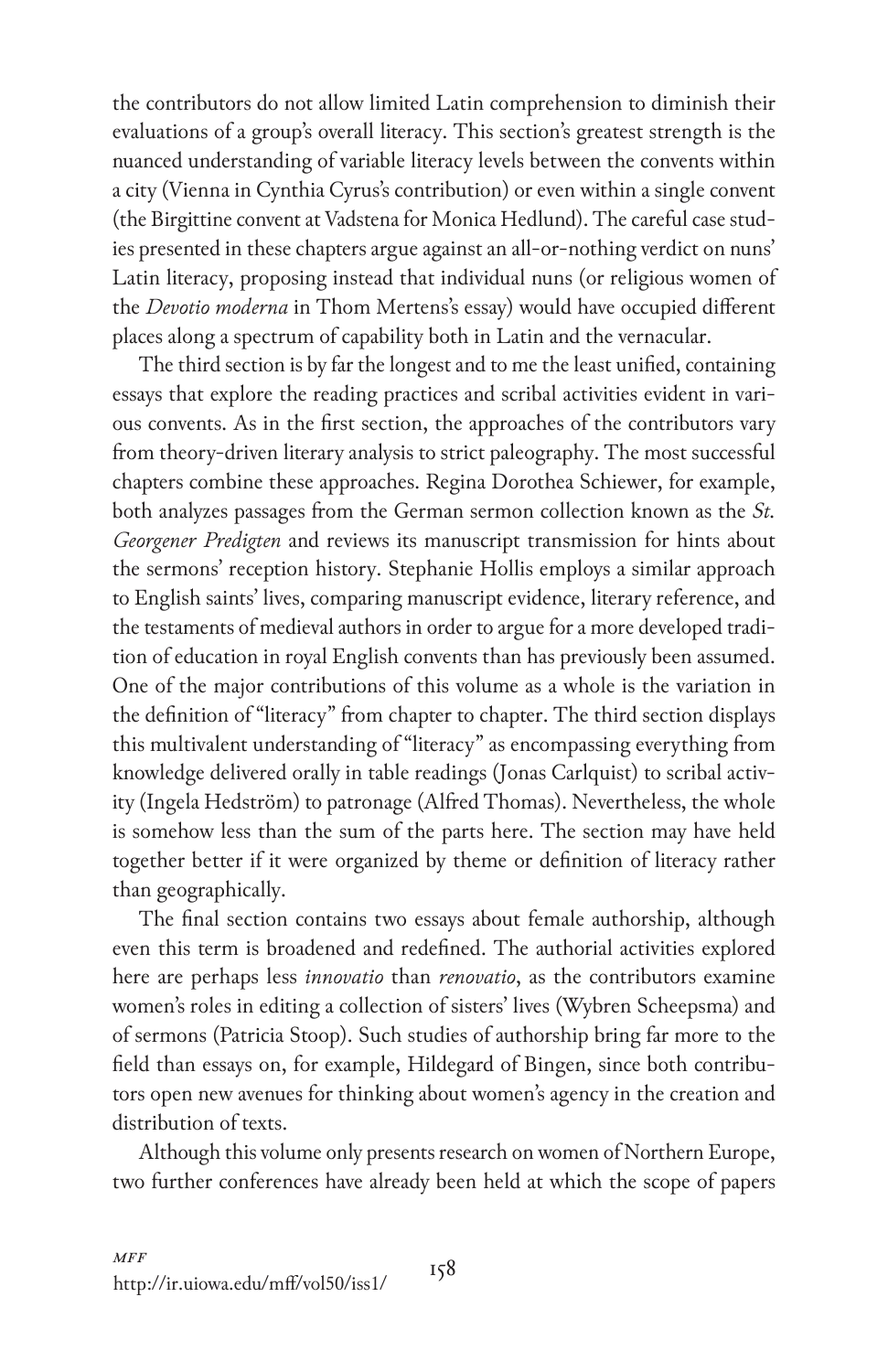the contributors do not allow limited Latin comprehension to diminish their evaluations of a group's overall literacy. This section's greatest strength is the nuanced understanding of variable literacy levels between the convents within a city (Vienna in Cynthia Cyrus's contribution) or even within a single convent (the Birgittine convent at Vadstena for Monica Hedlund). The careful case studies presented in these chapters argue against an all-or-nothing verdict on nuns' Latin literacy, proposing instead that individual nuns (or religious women of the *Devotio moderna* in Thom Mertens's essay) would have occupied different places along a spectrum of capability both in Latin and the vernacular.

The third section is by far the longest and to me the least unified, containing essays that explore the reading practices and scribal activities evident in various convents. As in the first section, the approaches of the contributors vary from theory-driven literary analysis to strict paleography. The most successful chapters combine these approaches. Regina Dorothea Schiewer, for example, both analyzes passages from the German sermon collection known as the *St. Georgener Predigten* and reviews its manuscript transmission for hints about the sermons' reception history. Stephanie Hollis employs a similar approach to English saints' lives, comparing manuscript evidence, literary reference, and the testaments of medieval authors in order to argue for a more developed tradition of education in royal English convents than has previously been assumed. One of the major contributions of this volume as a whole is the variation in the definition of "literacy" from chapter to chapter. The third section displays this multivalent understanding of "literacy" as encompassing everything from knowledge delivered orally in table readings (Jonas Carlquist) to scribal activity (Ingela Hedström) to patronage (Alfred Thomas). Nevertheless, the whole is somehow less than the sum of the parts here. The section may have held together better if it were organized by theme or definition of literacy rather than geographically.

The final section contains two essays about female authorship, although even this term is broadened and redefined. The authorial activities explored here are perhaps less *innovatio* than *renovatio*, as the contributors examine women's roles in editing a collection of sisters' lives (Wybren Scheepsma) and of sermons (Patricia Stoop). Such studies of authorship bring far more to the field than essays on, for example, Hildegard of Bingen, since both contributors open new avenues for thinking about women's agency in the creation and distribution of texts.

Although this volume only presents research on women of Northern Europe, two further conferences have already been held at which the scope of papers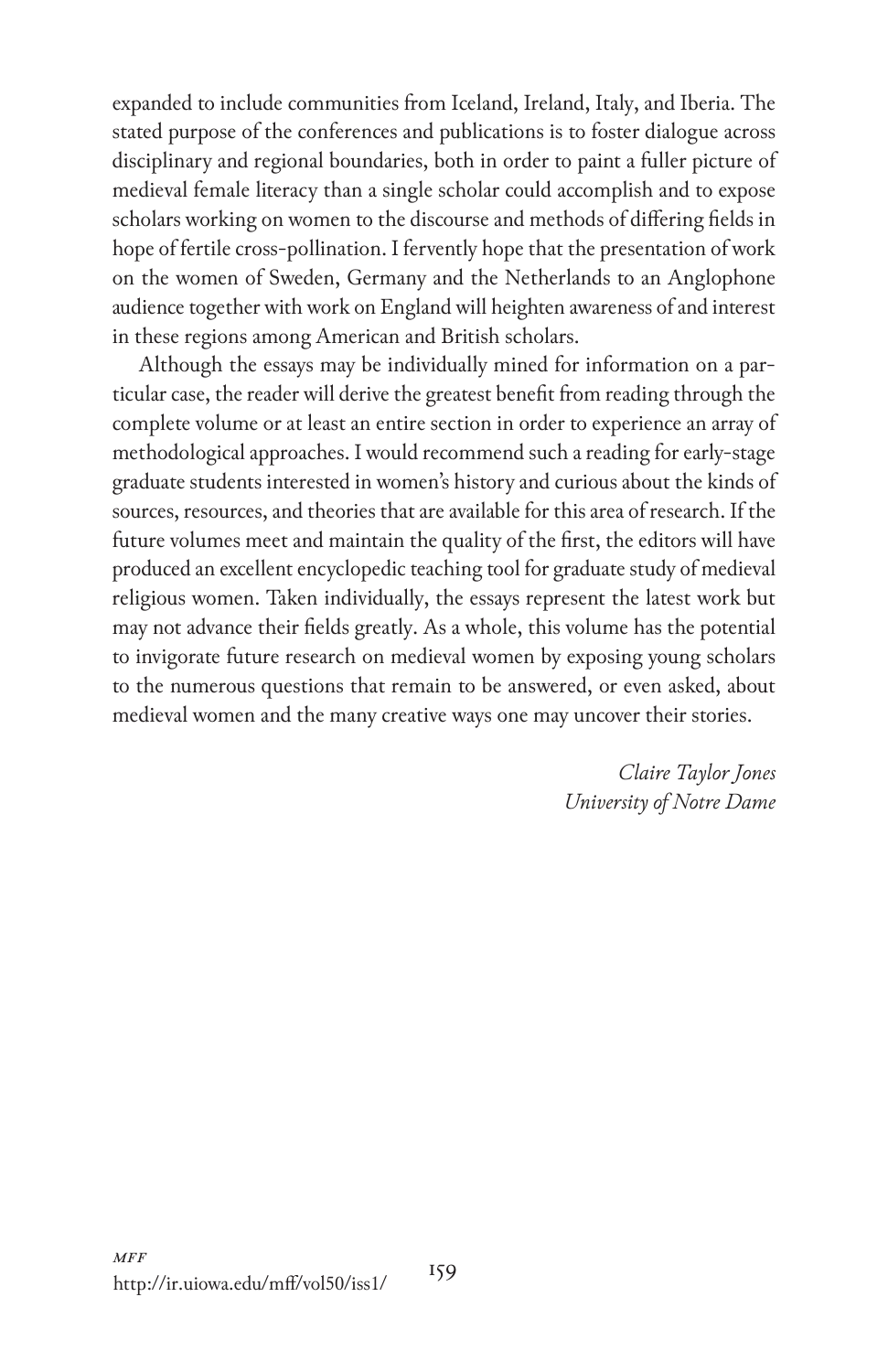expanded to include communities from Iceland, Ireland, Italy, and Iberia. The stated purpose of the conferences and publications is to foster dialogue across disciplinary and regional boundaries, both in order to paint a fuller picture of medieval female literacy than a single scholar could accomplish and to expose scholars working on women to the discourse and methods of differing fields in hope of fertile cross-pollination. I fervently hope that the presentation of work on the women of Sweden, Germany and the Netherlands to an Anglophone audience together with work on England will heighten awareness of and interest in these regions among American and British scholars.

Although the essays may be individually mined for information on a particular case, the reader will derive the greatest benefit from reading through the complete volume or at least an entire section in order to experience an array of methodological approaches. I would recommend such a reading for early-stage graduate students interested in women's history and curious about the kinds of sources, resources, and theories that are available for this area of research. If the future volumes meet and maintain the quality of the first, the editors will have produced an excellent encyclopedic teaching tool for graduate study of medieval religious women. Taken individually, the essays represent the latest work but may not advance their fields greatly. As a whole, this volume has the potential to invigorate future research on medieval women by exposing young scholars to the numerous questions that remain to be answered, or even asked, about medieval women and the many creative ways one may uncover their stories.

*Claire Taylor Jones*
*University of Notre Dame*